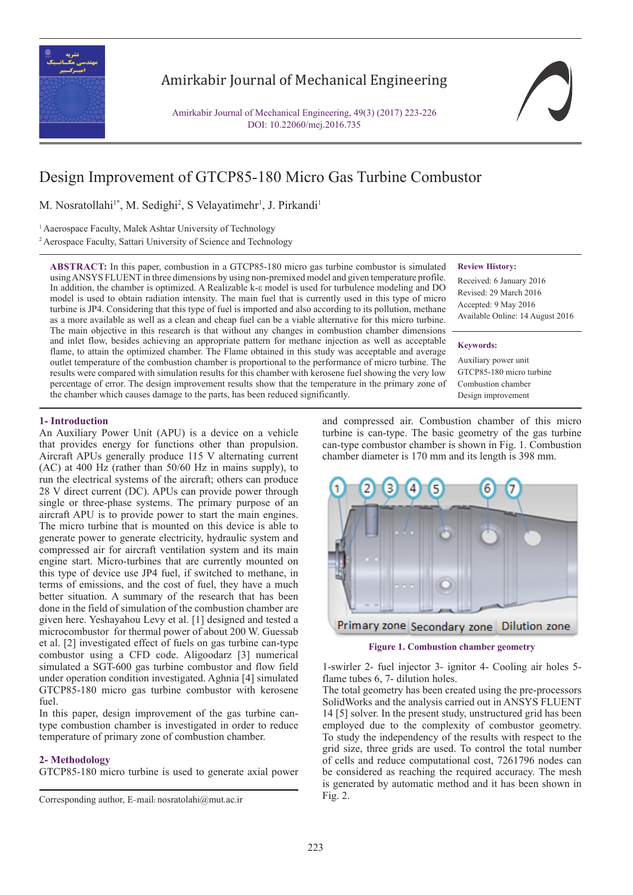# Design Improvement of GTCP85-180 Micro Gas Turbine Combustor

M. Nosratollahi[1*], M. Sedighi[2], S Velayatimehr[1], J. Pirkandi[1]

[1] Aaerospace Faculty, Malek Ashtar University of Technology

[2] Aerospace Faculty, Sattari University of Science and Technology

**ABSTRACT:** In this paper, combustion in a GTCP85-180 micro gas turbine combustor is simulated using ANSYS FLUENT in three dimensions by using non-premixed model and given temperature profile. In addition, the chamber is optimized. A Realizable k-ε model is used for turbulence modeling and DO model is used to obtain radiation intensity. The main fuel that is currently used in this type of micro turbine is JP4. Considering that this type of fuel is imported and also according to its pollution, methane as a more available as well as a clean and cheap fuel can be a viable alternative for this micro turbine. The main objective in this research is that without any changes in combustion chamber dimensions and inlet flow, besides achieving an appropriate pattern for methane injection as well as acceptable flame, to attain the optimized chamber. The Flame obtained in this study was acceptable and average outlet temperature of the combustion chamber is proportional to the performance of micro turbine. The results were compared with simulation results for this chamber with kerosene fuel showing the very low percentage of error. The design improvement results show that the temperature in the primary zone of the chamber which causes damage to the parts, has been reduced significantly.

**Review History:**

Received: 6 January 2016

Revised: 29 March 2016

Accepted: 9 May 2016

Available Online: 14 August 2016

**Keywords:**

Auxiliary power unit

GTCP85-180 micro turbine

Combustion chamber

Design improvement

## 1- Introduction

An Auxiliary Power Unit (APU) is a device on a vehicle that provides energy for functions other than propulsion. Aircraft APUs generally produce 115 V alternating current (AC) at 400 Hz (rather than 50/60 Hz in mains supply), to run the electrical systems of the aircraft; others can produce 28 V direct current (DC). APUs can provide power through single or three-phase systems. The primary purpose of an aircraft APU is to provide power to start the main engines. The micro turbine that is mounted on this device is able to generate power to generate electricity, hydraulic system and compressed air for aircraft ventilation system and its main engine start. Micro-turbines that are currently mounted on this type of device use JP4 fuel, if switched to methane, in terms of emissions, and the cost of fuel, they have a much better situation. A summary of the research that has been done in the field of simulation of the combustion chamber are given here. Yeshayahou Levy et al. [1] designed and tested a microcombustor for thermal power of about 200 W. Guessab et al. [2] investigated effect of fuels on gas turbine can-type combustor using a CFD code. Aligoodarz [3] numerical simulated a SGT-600 gas turbine combustor and flow field under operation condition investigated. Aghnia [4] simulated GTCP85-180 micro gas turbine combustor with kerosene fuel.

In this paper, design improvement of the gas turbine can-type combustion chamber is investigated in order to reduce temperature of primary zone of combustion chamber.

## 2- Methodology

GTCP85-180 micro turbine is used to generate axial power and compressed air. Combustion chamber of this micro turbine is can-type. The basic geometry of the gas turbine can-type combustor chamber is shown in Fig. 1. Combustion chamber diameter is 170 mm and its length is 398 mm.

Primary zone | Secondary zone | Dilution zone

**Figure 1. Combustion chamber geometry**

1-swirler 2- fuel injector 3- ignitor 4- Cooling air holes 5- flame tubes 6, 7- dilution holes.

The total geometry has been created using the pre-processors SolidWorks and the analysis carried out in ANSYS FLUENT 14 [5] solver. In the present study, unstructured grid has been employed due to the complexity of combustor geometry. To study the independency of the results with respect to the grid size, three grids are used. To control the total number of cells and reduce computational cost, 7261796 nodes can be considered as reaching the required accuracy. The mesh is generated by automatic method and it has been shown in Fig. 2.

Corresponding author, E-mail: nosratolahi@mut.ac.ir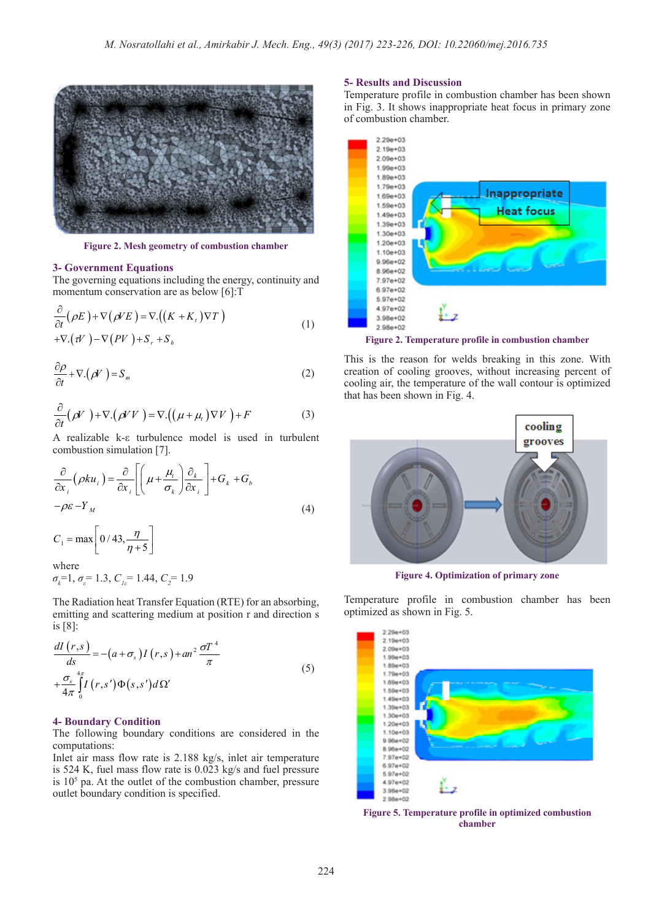Figure 2. Mesh geometry of combustion chamber

## 3- Government Equations

The governing equations including the energy, continuity and momentum conservation are as below [6]:T

$$\frac{\partial}{\partial t}(\rho E)+\nabla(\rho V E)=\nabla.((K+K_t)\nabla T) \\ +\nabla.(\tau V)-\nabla(PV)+S_r+S_h \tag{1}$$

$$\frac{\partial \rho}{\partial t}+\nabla.(\rho V)=S_m \tag{2}$$

$$\frac{\partial}{\partial t}(\rho V)+\nabla.(\rho V V)=\nabla.((\mu+\mu_t)\nabla V)+F \tag{3}$$

A realizable k-ε turbulence model is used in turbulent combustion simulation [7].

$$\frac{\partial}{\partial x_i}(\rho k u_i)=\frac{\partial}{\partial x_i}\left[\left(\mu+\frac{\mu_t}{\sigma_k}\right)\frac{\partial_k}{\partial x_i}\right]+G_k+G_b \\ -\rho\varepsilon-Y_M \tag{4}$$

$$C_1=\max\left[0/43,\frac{\eta}{\eta+5}\right]$$

where

$\sigma_k$=1, $\sigma_\varepsilon$= 1.3, $C_{1\varepsilon}$= 1.44, $C_2$= 1.9

The Radiation heat Transfer Equation (RTE) for an absorbing, emitting and scattering medium at position r and direction s is [8]:

$$\frac{dI(r,s)}{ds}=-(a+\sigma_s)I(r,s)+an^2\frac{\sigma T^4}{\pi} \\ +\frac{\sigma_s}{4\pi}\int_0^{4\pi}I(r,s')\Phi(s,s')d\Omega' \tag{5}$$

## 4- Boundary Condition

The following boundary conditions are considered in the computations:

Inlet air mass flow rate is 2.188 kg/s, inlet air temperature is 524 K, fuel mass flow rate is 0.023 kg/s and fuel pressure is $10^5$ pa. At the outlet of the combustion chamber, pressure outlet boundary condition is specified.

## 5- Results and Discussion

Temperature profile in combustion chamber has been shown in Fig. 3. It shows inappropriate heat focus in primary zone of combustion chamber.

Figure 2. Temperature profile in combustion chamber

This is the reason for welds breaking in this zone. With creation of cooling grooves, without increasing percent of cooling air, the temperature of the wall contour is optimized that has been shown in Fig. 4.

Figure 4. Optimization of primary zone

Temperature profile in combustion chamber has been optimized as shown in Fig. 5.

Figure 5. Temperature profile in optimized combustion chamber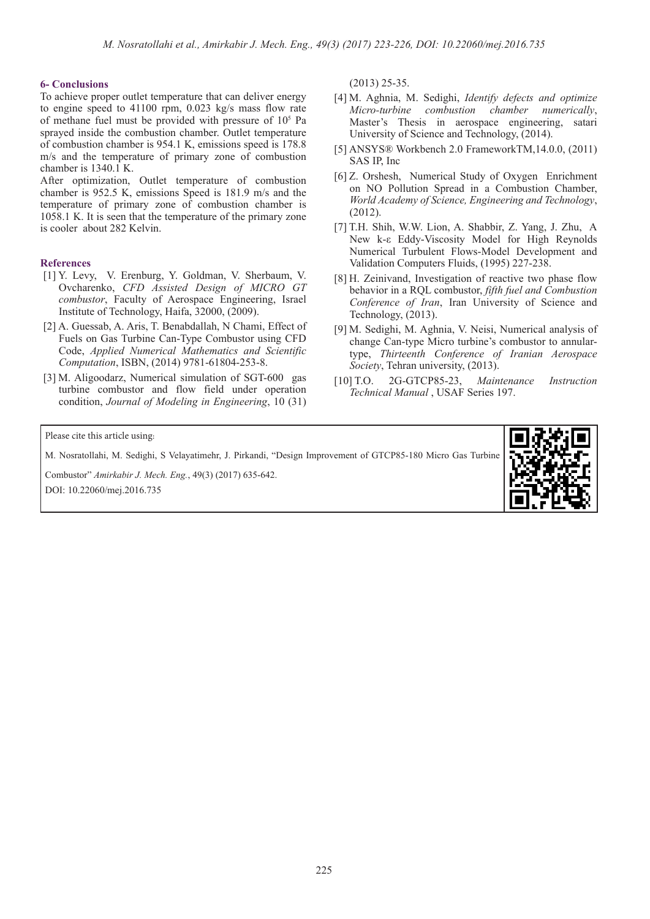## 6- Conclusions

To achieve proper outlet temperature that can deliver energy to engine speed to 41100 rpm, 0.023 kg/s mass flow rate of methane fuel must be provided with pressure of $10^5$ Pa sprayed inside the combustion chamber. Outlet temperature of combustion chamber is 954.1 K, emissions speed is 178.8 m/s and the temperature of primary zone of combustion chamber is 1340.1 K.

After optimization, Outlet temperature of combustion chamber is 952.5 K, emissions Speed is 181.9 m/s and the temperature of primary zone of combustion chamber is 1058.1 K. It is seen that the temperature of the primary zone is cooler about 282 Kelvin.

## References

[1] Y. Levy, V. Erenburg, Y. Goldman, V. Sherbaum, V. Ovcharenko, *CFD Assisted Design of MICRO GT combustor*, Faculty of Aerospace Engineering, Israel Institute of Technology, Haifa, 32000, (2009).

[2] A. Guessab, A. Aris, T. Benabdallah, N Chami, Effect of Fuels on Gas Turbine Can-Type Combustor using CFD Code, *Applied Numerical Mathematics and Scientific Computation*, ISBN, (2014) 9781-61804-253-8.

[3] M. Aligoodarz, Numerical simulation of SGT-600 gas turbine combustor and flow field under operation condition, *Journal of Modeling in Engineering*, 10 (31) (2013) 25-35.

[4] M. Aghnia, M. Sedighi, *Identify defects and optimize Micro-turbine combustion chamber numerically*, Master's Thesis in aerospace engineering, satari University of Science and Technology, (2014).

[5] ANSYS® Workbench 2.0 FrameworkTM,14.0.0, (2011) SAS IP, Inc

[6] Z. Orshesh, Numerical Study of Oxygen Enrichment on NO Pollution Spread in a Combustion Chamber, *World Academy of Science, Engineering and Technology*, (2012).

[7] T.H. Shih, W.W. Lion, A. Shabbir, Z. Yang, J. Zhu, A New k-ε Eddy-Viscosity Model for High Reynolds Numerical Turbulent Flows-Model Development and Validation Computers Fluids, (1995) 227-238.

[8] H. Zeinivand, Investigation of reactive two phase flow behavior in a RQL combustor, *fifth fuel and Combustion Conference of Iran*, Iran University of Science and Technology, (2013).

[9] M. Sedighi, M. Aghnia, V. Neisi, Numerical analysis of change Can-type Micro turbine's combustor to annular-type, *Thirteenth Conference of Iranian Aerospace Society*, Tehran university, (2013).

[10] T.O. 2G-GTCP85-23, *Maintenance Instruction Technical Manual* , USAF Series 197.

Please cite this article using:

M. Nosratollahi, M. Sedighi, S Velayatimehr, J. Pirkandi, "Design Improvement of GTCP85-180 Micro Gas Turbine Combustor" *Amirkabir J. Mech. Eng.*, 49(3) (2017) 635-642.

DOI: 10.22060/mej.2016.735